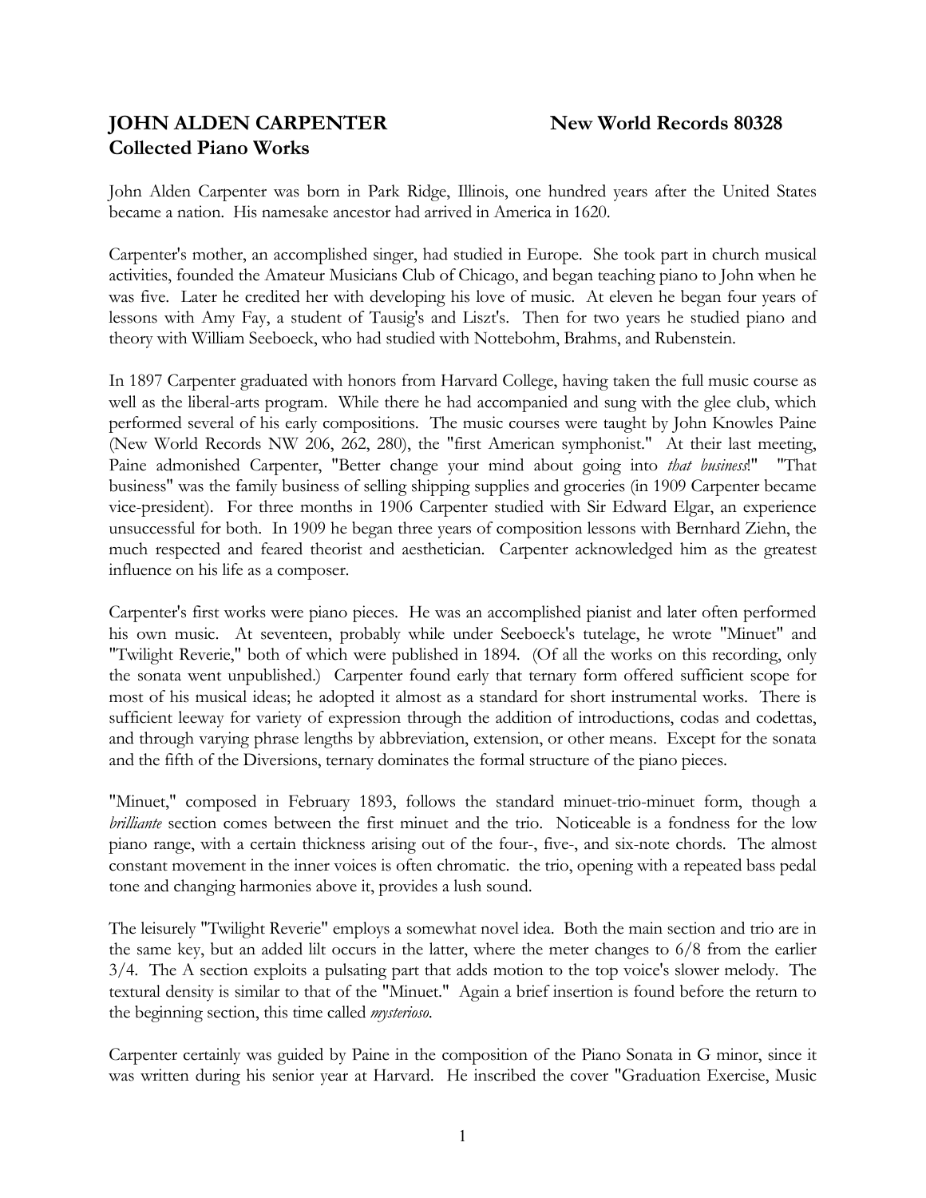# JOHN ALDEN CARPENTER — New World Records 80328
## Collected Piano Works

John Alden Carpenter was born in Park Ridge, Illinois, one hundred years after the United States became a nation. His namesake ancestor had arrived in America in 1620.

Carpenter's mother, an accomplished singer, had studied in Europe. She took part in church musical activities, founded the Amateur Musicians Club of Chicago, and began teaching piano to John when he was five. Later he credited her with developing his love of music. At eleven he began four years of lessons with Amy Fay, a student of Tausig's and Liszt's. Then for two years he studied piano and theory with William Seeboeck, who had studied with Nottebohm, Brahms, and Rubenstein.

In 1897 Carpenter graduated with honors from Harvard College, having taken the full music course as well as the liberal-arts program. While there he had accompanied and sung with the glee club, which performed several of his early compositions. The music courses were taught by John Knowles Paine (New World Records NW 206, 262, 280), the "first American symphonist." At their last meeting, Paine admonished Carpenter, "Better change your mind about going into *that business*!" "That business" was the family business of selling shipping supplies and groceries (in 1909 Carpenter became vice-president). For three months in 1906 Carpenter studied with Sir Edward Elgar, an experience unsuccessful for both. In 1909 he began three years of composition lessons with Bernhard Ziehn, the much respected and feared theorist and aesthetician. Carpenter acknowledged him as the greatest influence on his life as a composer.

Carpenter's first works were piano pieces. He was an accomplished pianist and later often performed his own music. At seventeen, probably while under Seeboeck's tutelage, he wrote "Minuet" and "Twilight Reverie," both of which were published in 1894. (Of all the works on this recording, only the sonata went unpublished.) Carpenter found early that ternary form offered sufficient scope for most of his musical ideas; he adopted it almost as a standard for short instrumental works. There is sufficient leeway for variety of expression through the addition of introductions, codas and codettas, and through varying phrase lengths by abbreviation, extension, or other means. Except for the sonata and the fifth of the Diversions, ternary dominates the formal structure of the piano pieces.

"Minuet," composed in February 1893, follows the standard minuet-trio-minuet form, though a *brilliante* section comes between the first minuet and the trio. Noticeable is a fondness for the low piano range, with a certain thickness arising out of the four-, five-, and six-note chords. The almost constant movement in the inner voices is often chromatic. the trio, opening with a repeated bass pedal tone and changing harmonies above it, provides a lush sound.

The leisurely "Twilight Reverie" employs a somewhat novel idea. Both the main section and trio are in the same key, but an added lilt occurs in the latter, where the meter changes to 6/8 from the earlier 3/4. The A section exploits a pulsating part that adds motion to the top voice's slower melody. The textural density is similar to that of the "Minuet." Again a brief insertion is found before the return to the beginning section, this time called *mysterioso*.

Carpenter certainly was guided by Paine in the composition of the Piano Sonata in G minor, since it was written during his senior year at Harvard. He inscribed the cover "Graduation Exercise, Music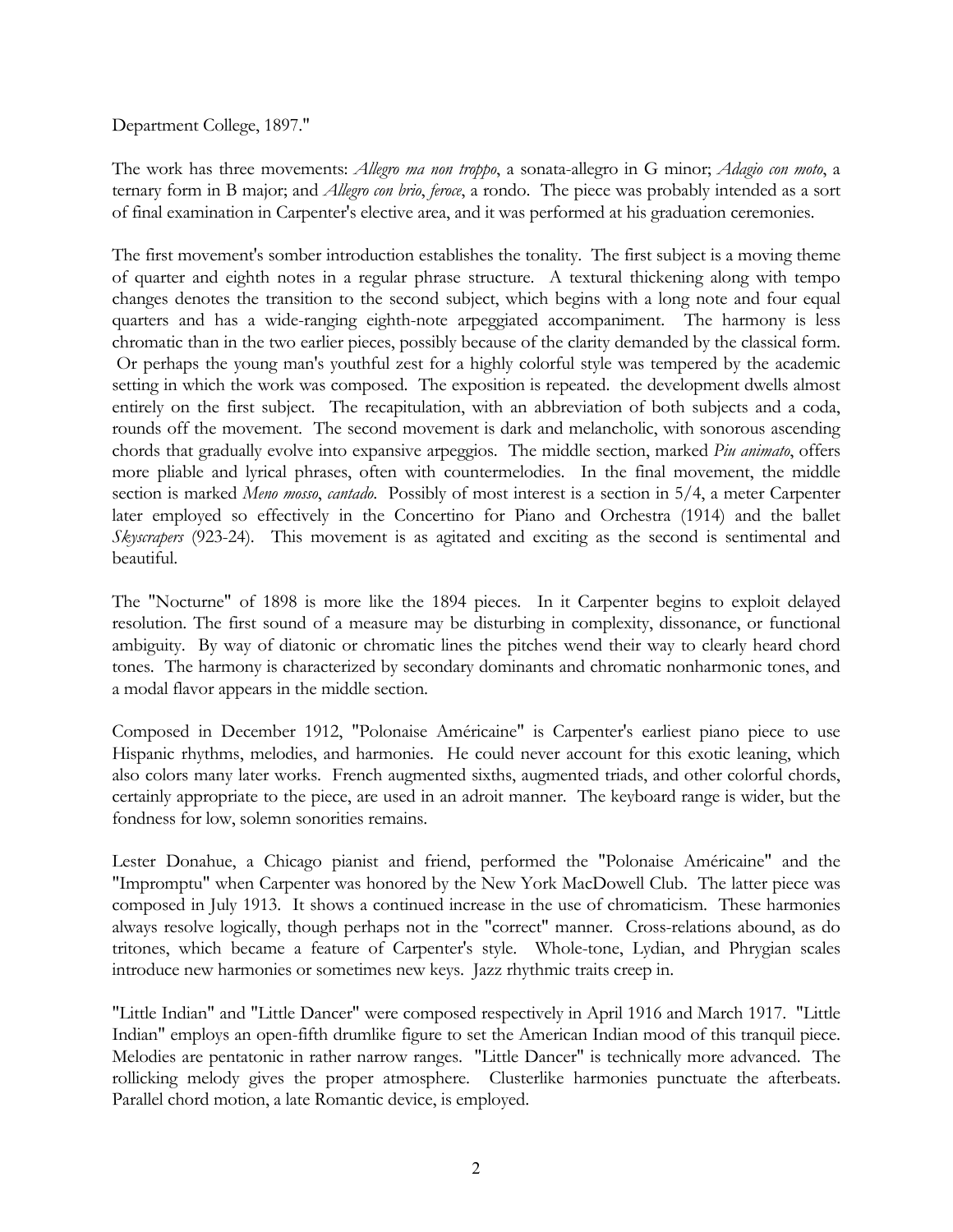Department College, 1897."

The work has three movements: *Allegro ma non troppo*, a sonata-allegro in G minor; *Adagio con moto*, a ternary form in B major; and *Allegro con brio*, *feroce*, a rondo. The piece was probably intended as a sort of final examination in Carpenter's elective area, and it was performed at his graduation ceremonies.

The first movement's somber introduction establishes the tonality. The first subject is a moving theme of quarter and eighth notes in a regular phrase structure. A textural thickening along with tempo changes denotes the transition to the second subject, which begins with a long note and four equal quarters and has a wide-ranging eighth-note arpeggiated accompaniment. The harmony is less chromatic than in the two earlier pieces, possibly because of the clarity demanded by the classical form. Or perhaps the young man's youthful zest for a highly colorful style was tempered by the academic setting in which the work was composed. The exposition is repeated. the development dwells almost entirely on the first subject. The recapitulation, with an abbreviation of both subjects and a coda, rounds off the movement. The second movement is dark and melancholic, with sonorous ascending chords that gradually evolve into expansive arpeggios. The middle section, marked *Piu animato*, offers more pliable and lyrical phrases, often with countermelodies. In the final movement, the middle section is marked *Meno mosso*, *cantado*. Possibly of most interest is a section in 5/4, a meter Carpenter later employed so effectively in the Concertino for Piano and Orchestra (1914) and the ballet *Skyscrapers* (923-24). This movement is as agitated and exciting as the second is sentimental and beautiful.

The "Nocturne" of 1898 is more like the 1894 pieces. In it Carpenter begins to exploit delayed resolution. The first sound of a measure may be disturbing in complexity, dissonance, or functional ambiguity. By way of diatonic or chromatic lines the pitches wend their way to clearly heard chord tones. The harmony is characterized by secondary dominants and chromatic nonharmonic tones, and a modal flavor appears in the middle section.

Composed in December 1912, "Polonaise Américaine" is Carpenter's earliest piano piece to use Hispanic rhythms, melodies, and harmonies. He could never account for this exotic leaning, which also colors many later works. French augmented sixths, augmented triads, and other colorful chords, certainly appropriate to the piece, are used in an adroit manner. The keyboard range is wider, but the fondness for low, solemn sonorities remains.

Lester Donahue, a Chicago pianist and friend, performed the "Polonaise Américaine" and the "Impromptu" when Carpenter was honored by the New York MacDowell Club. The latter piece was composed in July 1913. It shows a continued increase in the use of chromaticism. These harmonies always resolve logically, though perhaps not in the "correct" manner. Cross-relations abound, as do tritones, which became a feature of Carpenter's style. Whole-tone, Lydian, and Phrygian scales introduce new harmonies or sometimes new keys. Jazz rhythmic traits creep in.

"Little Indian" and "Little Dancer" were composed respectively in April 1916 and March 1917. "Little Indian" employs an open-fifth drumlike figure to set the American Indian mood of this tranquil piece. Melodies are pentatonic in rather narrow ranges. "Little Dancer" is technically more advanced. The rollicking melody gives the proper atmosphere. Clusterlike harmonies punctuate the afterbeats. Parallel chord motion, a late Romantic device, is employed.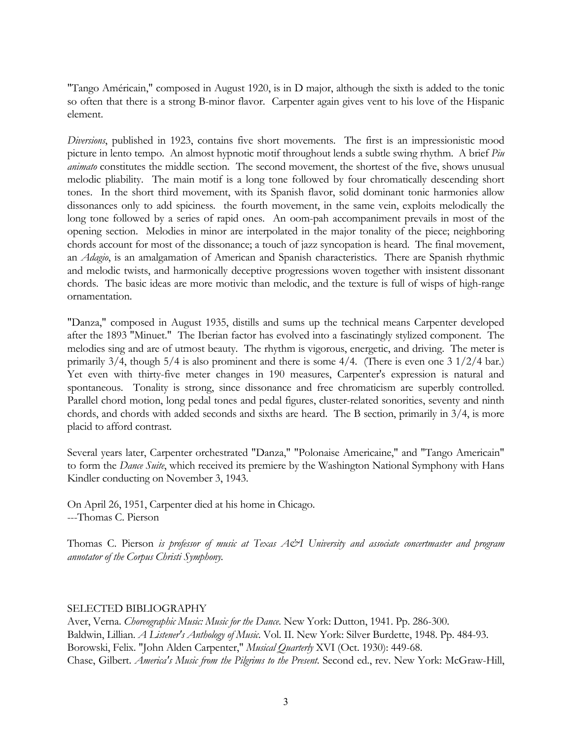"Tango Américain," composed in August 1920, is in D major, although the sixth is added to the tonic so often that there is a strong B-minor flavor. Carpenter again gives vent to his love of the Hispanic element.

*Diversions*, published in 1923, contains five short movements. The first is an impressionistic mood picture in lento tempo. An almost hypnotic motif throughout lends a subtle swing rhythm. A brief *Piu animato* constitutes the middle section. The second movement, the shortest of the five, shows unusual melodic pliability. The main motif is a long tone followed by four chromatically descending short tones. In the short third movement, with its Spanish flavor, solid dominant tonic harmonies allow dissonances only to add spiciness. the fourth movement, in the same vein, exploits melodically the long tone followed by a series of rapid ones. An oom-pah accompaniment prevails in most of the opening section. Melodies in minor are interpolated in the major tonality of the piece; neighboring chords account for most of the dissonance; a touch of jazz syncopation is heard. The final movement, an *Adagio*, is an amalgamation of American and Spanish characteristics. There are Spanish rhythmic and melodic twists, and harmonically deceptive progressions woven together with insistent dissonant chords. The basic ideas are more motivic than melodic, and the texture is full of wisps of high-range ornamentation.

"Danza," composed in August 1935, distills and sums up the technical means Carpenter developed after the 1893 "Minuet." The Iberian factor has evolved into a fascinatingly stylized component. The melodies sing and are of utmost beauty. The rhythm is vigorous, energetic, and driving. The meter is primarily 3/4, though 5/4 is also prominent and there is some 4/4. (There is even one 3 1/2/4 bar.) Yet even with thirty-five meter changes in 190 measures, Carpenter's expression is natural and spontaneous. Tonality is strong, since dissonance and free chromaticism are superbly controlled. Parallel chord motion, long pedal tones and pedal figures, cluster-related sonorities, seventy and ninth chords, and chords with added seconds and sixths are heard. The B section, primarily in 3/4, is more placid to afford contrast.

Several years later, Carpenter orchestrated "Danza," "Polonaise Americaine," and "Tango Americain" to form the *Dance Suite*, which received its premiere by the Washington National Symphony with Hans Kindler conducting on November 3, 1943.

On April 26, 1951, Carpenter died at his home in Chicago.
---Thomas C. Pierson

Thomas C. Pierson *is professor of music at Texas A&I University and associate concertmaster and program annotator of the Corpus Christi Symphony.*

SELECTED BIBLIOGRAPHY

Aver, Verna. *Choreographic Music: Music for the Dance*. New York: Dutton, 1941. Pp. 286-300.
Baldwin, Lillian. *A Listener's Anthology of Music*. Vol. II. New York: Silver Burdette, 1948. Pp. 484-93.
Borowski, Felix. "John Alden Carpenter," *Musical Quarterly* XVI (Oct. 1930): 449-68.
Chase, Gilbert. *America's Music from the Pilgrims to the Present*. Second ed., rev. New York: McGraw-Hill,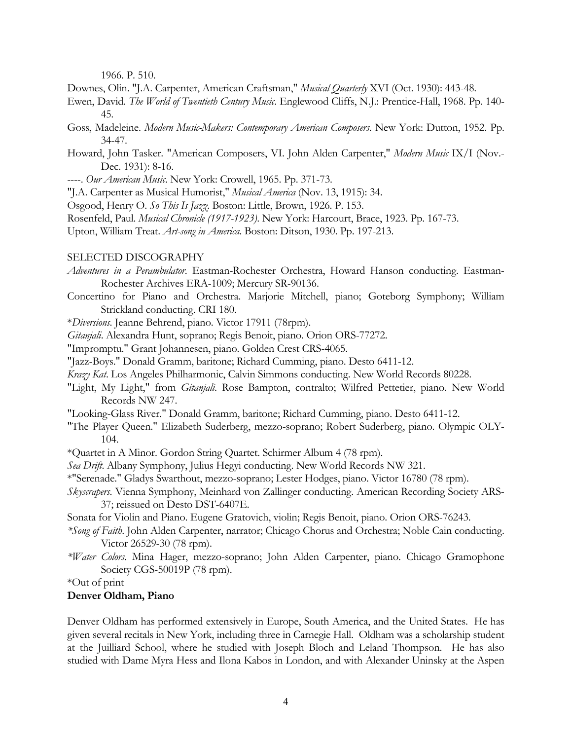1966. P. 510.

Downes, Olin. "J.A. Carpenter, American Craftsman," *Musical Quarterly* XVI (Oct. 1930): 443-48.

Ewen, David. *The World of Twentieth Century Music.* Englewood Cliffs, N.J.: Prentice-Hall, 1968. Pp. 140-45.

Goss, Madeleine. *Modern Music-Makers: Contemporary American Composers.* New York: Dutton, 1952. Pp. 34-47.

Howard, John Tasker. "American Composers, VI. John Alden Carpenter," *Modern Music* IX/I (Nov.-Dec. 1931): 8-16.

----. *Our American Music.* New York: Crowell, 1965. Pp. 371-73.

"J.A. Carpenter as Musical Humorist," *Musical America* (Nov. 13, 1915): 34.

Osgood, Henry O. *So This Is Jazz.* Boston: Little, Brown, 1926. P. 153.

Rosenfeld, Paul. *Musical Chronicle (1917-1923).* New York: Harcourt, Brace, 1923. Pp. 167-73.

Upton, William Treat. *Art-song in America.* Boston: Ditson, 1930. Pp. 197-213.

SELECTED DISCOGRAPHY

*Adventures in a Perambulator.* Eastman-Rochester Orchestra, Howard Hanson conducting. Eastman-Rochester Archives ERA-1009; Mercury SR-90136.

Concertino for Piano and Orchestra. Marjorie Mitchell, piano; Goteborg Symphony; William Strickland conducting. CRI 180.

*\*Diversions.* Jeanne Behrend, piano. Victor 17911 (78rpm).

*Gitanjali.* Alexandra Hunt, soprano; Regis Benoit, piano. Orion ORS-77272.

"Impromptu." Grant Johannesen, piano. Golden Crest CRS-4065.

"Jazz-Boys." Donald Gramm, baritone; Richard Cumming, piano. Desto 6411-12.

*Krazy Kat.* Los Angeles Philharmonic, Calvin Simmons conducting. New World Records 80228.

"Light, My Light," from *Gitanjali.* Rose Bampton, contralto; Wilfred Pettetier, piano. New World Records NW 247.

"Looking-Glass River." Donald Gramm, baritone; Richard Cumming, piano. Desto 6411-12.

"The Player Queen." Elizabeth Suderberg, mezzo-soprano; Robert Suderberg, piano. Olympic OLY-104.

\*Quartet in A Minor. Gordon String Quartet. Schirmer Album 4 (78 rpm).

*Sea Drift.* Albany Symphony, Julius Hegyi conducting. New World Records NW 321.

\*"Serenade." Gladys Swarthout, mezzo-soprano; Lester Hodges, piano. Victor 16780 (78 rpm).

*Skyscrapers.* Vienna Symphony, Meinhard von Zallinger conducting. American Recording Society ARS-37; reissued on Desto DST-6407E.

Sonata for Violin and Piano. Eugene Gratovich, violin; Regis Benoit, piano. Orion ORS-76243.

*\*Song of Faith.* John Alden Carpenter, narrator; Chicago Chorus and Orchestra; Noble Cain conducting. Victor 26529-30 (78 rpm).

*\*Water Colors.* Mina Hager, mezzo-soprano; John Alden Carpenter, piano. Chicago Gramophone Society CGS-50019P (78 rpm).

\*Out of print

**Denver Oldham, Piano**

Denver Oldham has performed extensively in Europe, South America, and the United States. He has given several recitals in New York, including three in Carnegie Hall. Oldham was a scholarship student at the Juilliard School, where he studied with Joseph Bloch and Leland Thompson. He has also studied with Dame Myra Hess and Ilona Kabos in London, and with Alexander Uninsky at the Aspen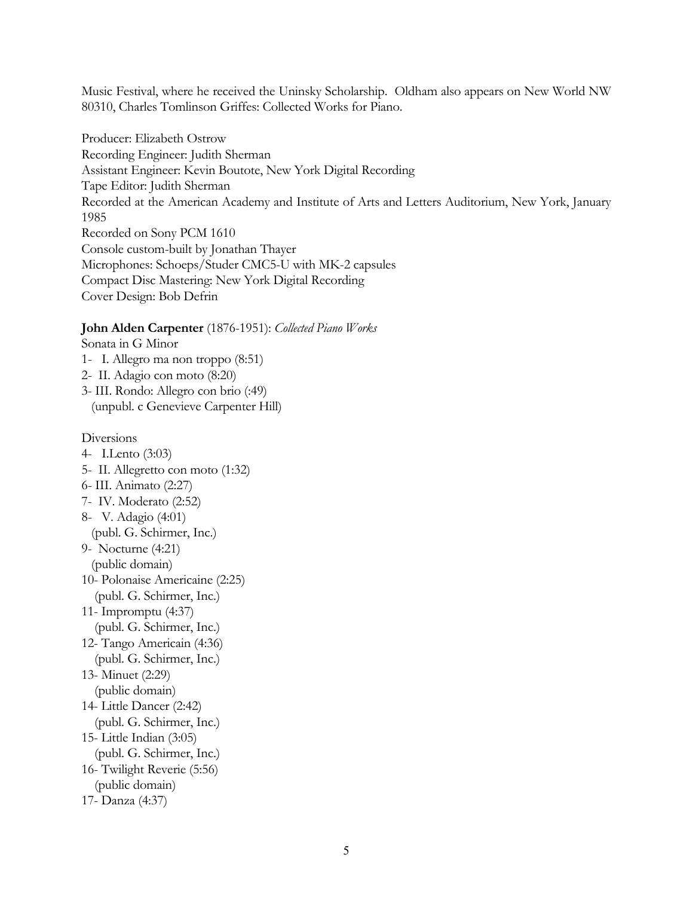Music Festival, where he received the Uninsky Scholarship. Oldham also appears on New World NW 80310, Charles Tomlinson Griffes: Collected Works for Piano.

Producer: Elizabeth Ostrow
Recording Engineer: Judith Sherman
Assistant Engineer: Kevin Boutote, New York Digital Recording
Tape Editor: Judith Sherman
Recorded at the American Academy and Institute of Arts and Letters Auditorium, New York, January 1985
Recorded on Sony PCM 1610
Console custom-built by Jonathan Thayer
Microphones: Schoeps/Studer CMC5-U with MK-2 capsules
Compact Disc Mastering: New York Digital Recording
Cover Design: Bob Defrin

**John Alden Carpenter** (1876-1951): *Collected Piano Works*
Sonata in G Minor
1- I. Allegro ma non troppo (8:51)
2- II. Adagio con moto (8:20)
3- III. Rondo: Allegro con brio (:49)
(unpubl. c Genevieve Carpenter Hill)

Diversions
4- I.Lento (3:03)
5- II. Allegretto con moto (1:32)
6- III. Animato (2:27)
7- IV. Moderato (2:52)
8- V. Adagio (4:01)
(publ. G. Schirmer, Inc.)
9- Nocturne (4:21)
(public domain)
10- Polonaise Americaine (2:25)
(publ. G. Schirmer, Inc.)
11- Impromptu (4:37)
(publ. G. Schirmer, Inc.)
12- Tango Americain (4:36)
(publ. G. Schirmer, Inc.)
13- Minuet (2:29)
(public domain)
14- Little Dancer (2:42)
(publ. G. Schirmer, Inc.)
15- Little Indian (3:05)
(publ. G. Schirmer, Inc.)
16- Twilight Reverie (5:56)
(public domain)
17- Danza (4:37)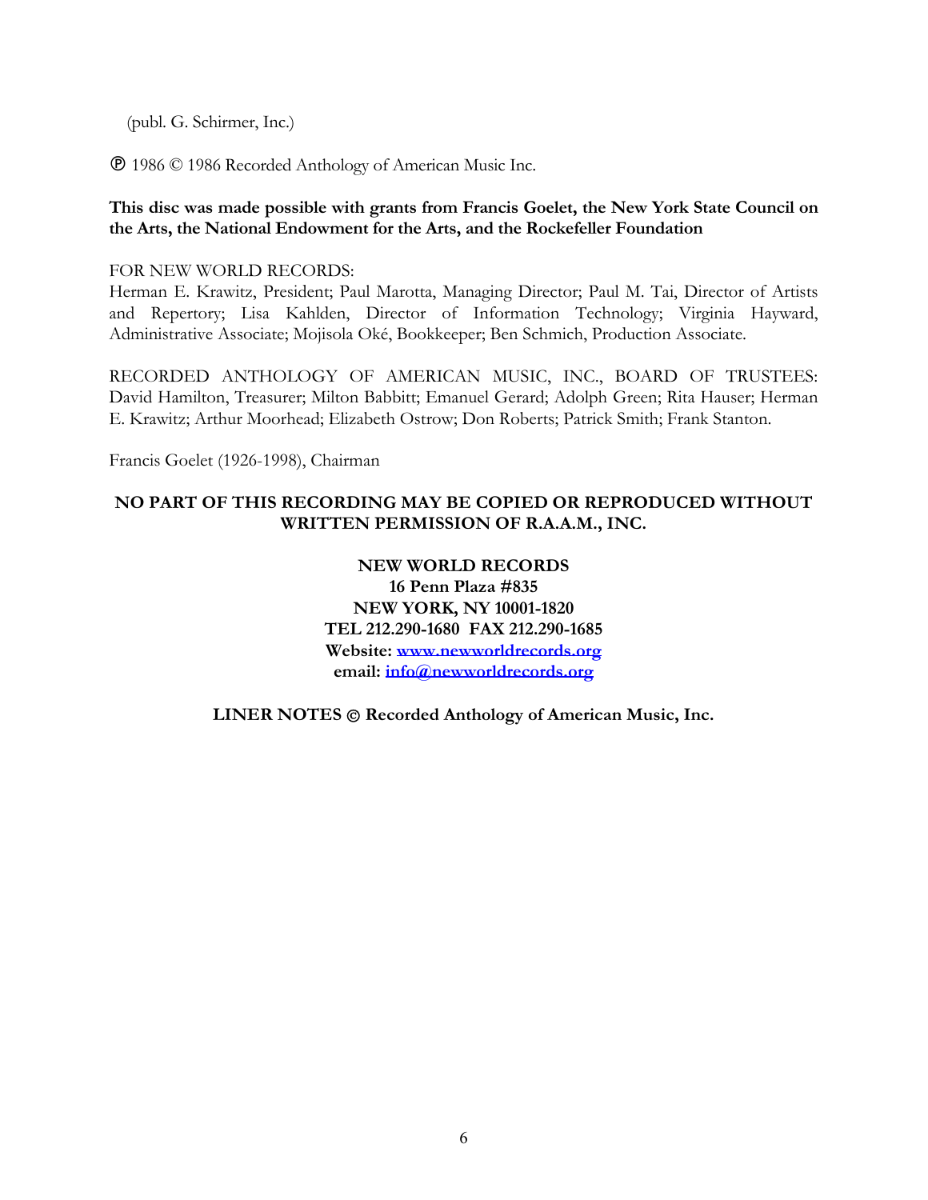(publ. G. Schirmer, Inc.)

℗ 1986 © 1986 Recorded Anthology of American Music Inc.

**This disc was made possible with grants from Francis Goelet, the New York State Council on the Arts, the National Endowment for the Arts, and the Rockefeller Foundation**

FOR NEW WORLD RECORDS:
Herman E. Krawitz, President; Paul Marotta, Managing Director; Paul M. Tai, Director of Artists and Repertory; Lisa Kahlden, Director of Information Technology; Virginia Hayward, Administrative Associate; Mojisola Oké, Bookkeeper; Ben Schmich, Production Associate.

RECORDED ANTHOLOGY OF AMERICAN MUSIC, INC., BOARD OF TRUSTEES: David Hamilton, Treasurer; Milton Babbitt; Emanuel Gerard; Adolph Green; Rita Hauser; Herman E. Krawitz; Arthur Moorhead; Elizabeth Ostrow; Don Roberts; Patrick Smith; Frank Stanton.

Francis Goelet (1926-1998), Chairman

**NO PART OF THIS RECORDING MAY BE COPIED OR REPRODUCED WITHOUT WRITTEN PERMISSION OF R.A.A.M., INC.**

**NEW WORLD RECORDS**
**16 Penn Plaza #835**
**NEW YORK, NY 10001-1820**
**TEL 212.290-1680 FAX 212.290-1685**
**Website: www.newworldrecords.org**
**email: info@newworldrecords.org**

**LINER NOTES © Recorded Anthology of American Music, Inc.**